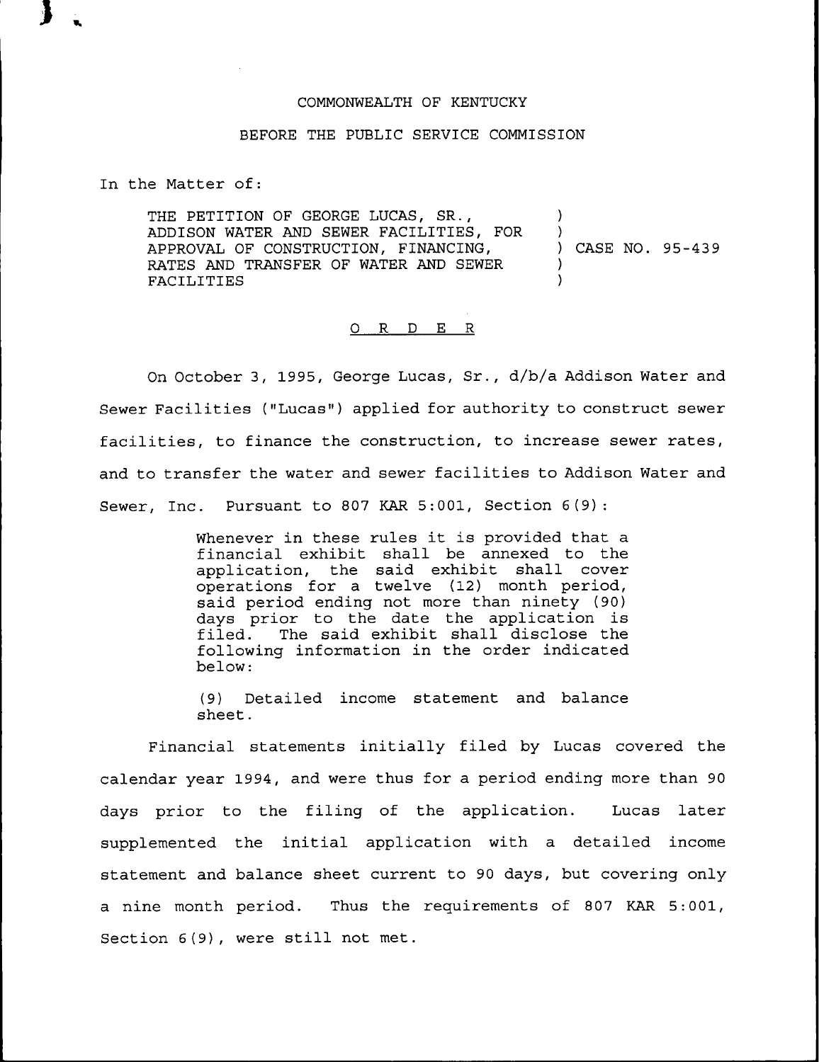COMMONWEALTH OF KENTUCKY

BEFORE THE PUBLIC SERVICE COMMISSION

In the Matter of:

THE PETITION OF GEORGE LUCAS, SR., ADDISON WATER AND SEWER FACILITIES, FOR APPROVAL OF CONSTRUCTION, FINANCING, RATES AND TRANSFER OF WATER AND SEWER FACILITIES ) CASE NO. 95-439

O R D E R

On October 3, 1995, George Lucas, Sr., d/b/a Addison Water and Sewer Facilities ("Lucas") applied for authority to construct sewer facilities, to finance the construction, to increase sewer rates, and to transfer the water and sewer facilities to Addison Water and Sewer, Inc. Pursuant to 807 KAR 5:001, Section 6(9):

> Whenever in these rules it is provided that a financial exhibit shall be annexed to the application, the said exhibit shall cover operations for a twelve (12) month period, said period ending not more than ninety (90) days prior to the date the application is filed. The said exhibit shall disclose the following information in the order indicated below:
>
> (9) Detailed income statement and balance sheet.

Financial statements initially filed by Lucas covered the calendar year 1994, and were thus for a period ending more than 90 days prior to the filing of the application. Lucas later supplemented the initial application with a detailed income statement and balance sheet current to 90 days, but covering only a nine month period. Thus the requirements of 807 KAR 5:001, Section 6(9), were still not met.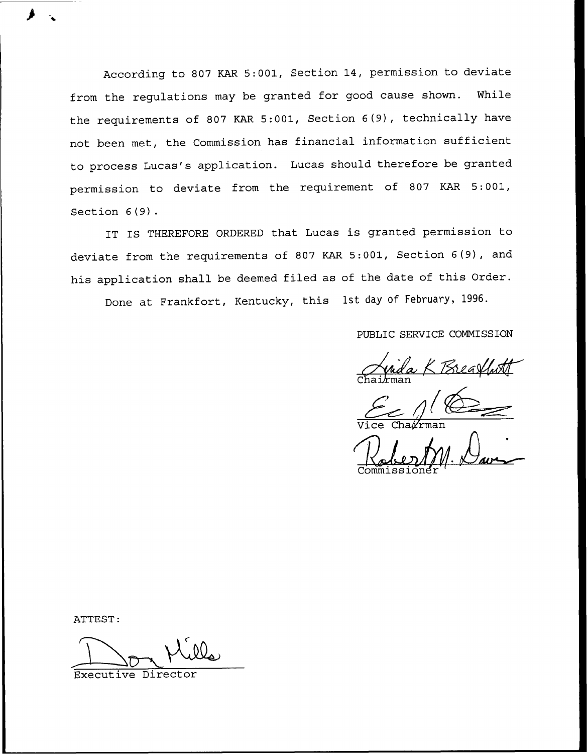According to 807 KAR 5:001, Section 14, permission to deviate from the regulations may be granted for good cause shown. While the requirements of 807 KAR 5:001, Section 6(9), technically have not been met, the Commission has financial information sufficient to process Lucas's application. Lucas should therefore be granted permission to deviate from the requirement of 807 KAR 5:001, Section 6(9).

IT IS THEREFORE ORDERED that Lucas is granted permission to deviate from the requirements of 807 KAR 5:001, Section 6(9), and his application shall be deemed filed as of the date of this Order.

Done at Frankfort, Kentucky, this 1st day of February, 1996.

PUBLIC SERVICE COMMISSION

Linda K Breathitt
Chairman

Vice Chairman

Robert M. Davis
Commissioner

ATTEST:

Don Mills
Executive Director